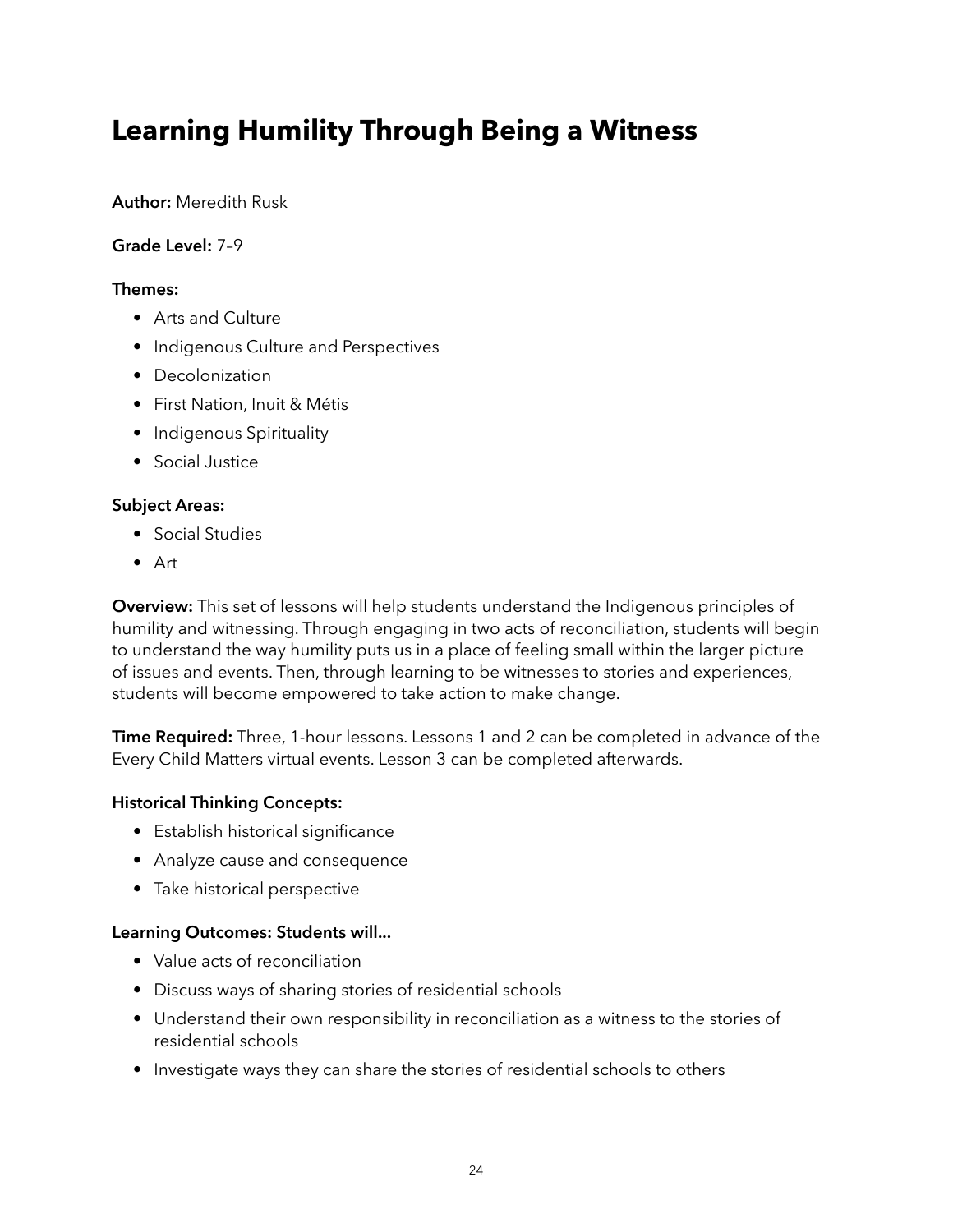# Learning Humility Through Being a Witness

**Author:** Meredith Rusk

**Grade Level:** 7–9

**Themes:**

- Arts and Culture
- Indigenous Culture and Perspectives
- Decolonization
- First Nation, Inuit & Métis
- Indigenous Spirituality
- Social Justice

**Subject Areas:**

- Social Studies
- Art

**Overview:** This set of lessons will help students understand the Indigenous principles of humility and witnessing. Through engaging in two acts of reconciliation, students will begin to understand the way humility puts us in a place of feeling small within the larger picture of issues and events. Then, through learning to be witnesses to stories and experiences, students will become empowered to take action to make change.

**Time Required:** Three, 1-hour lessons. Lessons 1 and 2 can be completed in advance of the Every Child Matters virtual events. Lesson 3 can be completed afterwards.

**Historical Thinking Concepts:**

- Establish historical significance
- Analyze cause and consequence
- Take historical perspective

**Learning Outcomes: Students will...**

- Value acts of reconciliation
- Discuss ways of sharing stories of residential schools
- Understand their own responsibility in reconciliation as a witness to the stories of residential schools
- Investigate ways they can share the stories of residential schools to others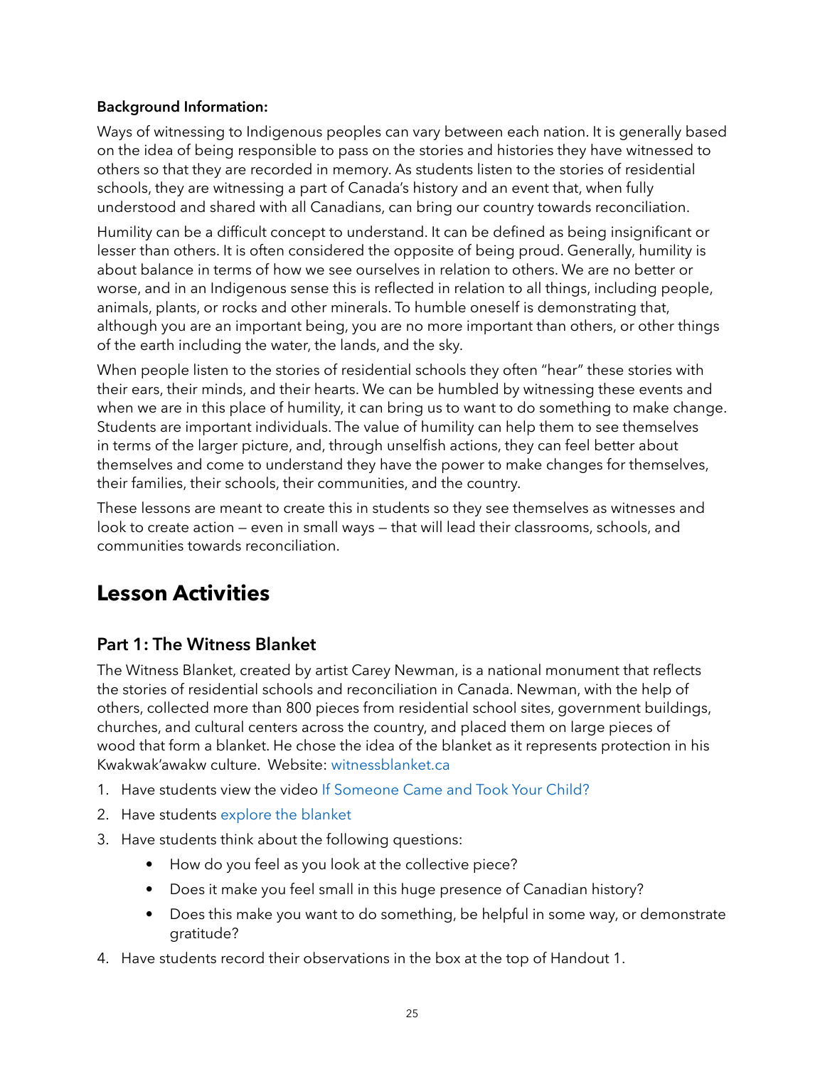**Background Information:**

Ways of witnessing to Indigenous peoples can vary between each nation. It is generally based on the idea of being responsible to pass on the stories and histories they have witnessed to others so that they are recorded in memory. As students listen to the stories of residential schools, they are witnessing a part of Canada's history and an event that, when fully understood and shared with all Canadians, can bring our country towards reconciliation.

Humility can be a difficult concept to understand. It can be defined as being insignificant or lesser than others. It is often considered the opposite of being proud. Generally, humility is about balance in terms of how we see ourselves in relation to others. We are no better or worse, and in an Indigenous sense this is reflected in relation to all things, including people, animals, plants, or rocks and other minerals. To humble oneself is demonstrating that, although you are an important being, you are no more important than others, or other things of the earth including the water, the lands, and the sky.

When people listen to the stories of residential schools they often "hear" these stories with their ears, their minds, and their hearts. We can be humbled by witnessing these events and when we are in this place of humility, it can bring us to want to do something to make change. Students are important individuals. The value of humility can help them to see themselves in terms of the larger picture, and, through unselfish actions, they can feel better about themselves and come to understand they have the power to make changes for themselves, their families, their schools, their communities, and the country.

These lessons are meant to create this in students so they see themselves as witnesses and look to create action — even in small ways — that will lead their classrooms, schools, and communities towards reconciliation.

# Lesson Activities

## Part 1: The Witness Blanket

The Witness Blanket, created by artist Carey Newman, is a national monument that reflects the stories of residential schools and reconciliation in Canada. Newman, with the help of others, collected more than 800 pieces from residential school sites, government buildings, churches, and cultural centers across the country, and placed them on large pieces of wood that form a blanket. He chose the idea of the blanket as it represents protection in his Kwakwak'awakw culture. Website: witnessblanket.ca

1. Have students view the video If Someone Came and Took Your Child?
2. Have students explore the blanket
3. Have students think about the following questions:
   - How do you feel as you look at the collective piece?
   - Does it make you feel small in this huge presence of Canadian history?
   - Does this make you want to do something, be helpful in some way, or demonstrate gratitude?
4. Have students record their observations in the box at the top of Handout 1.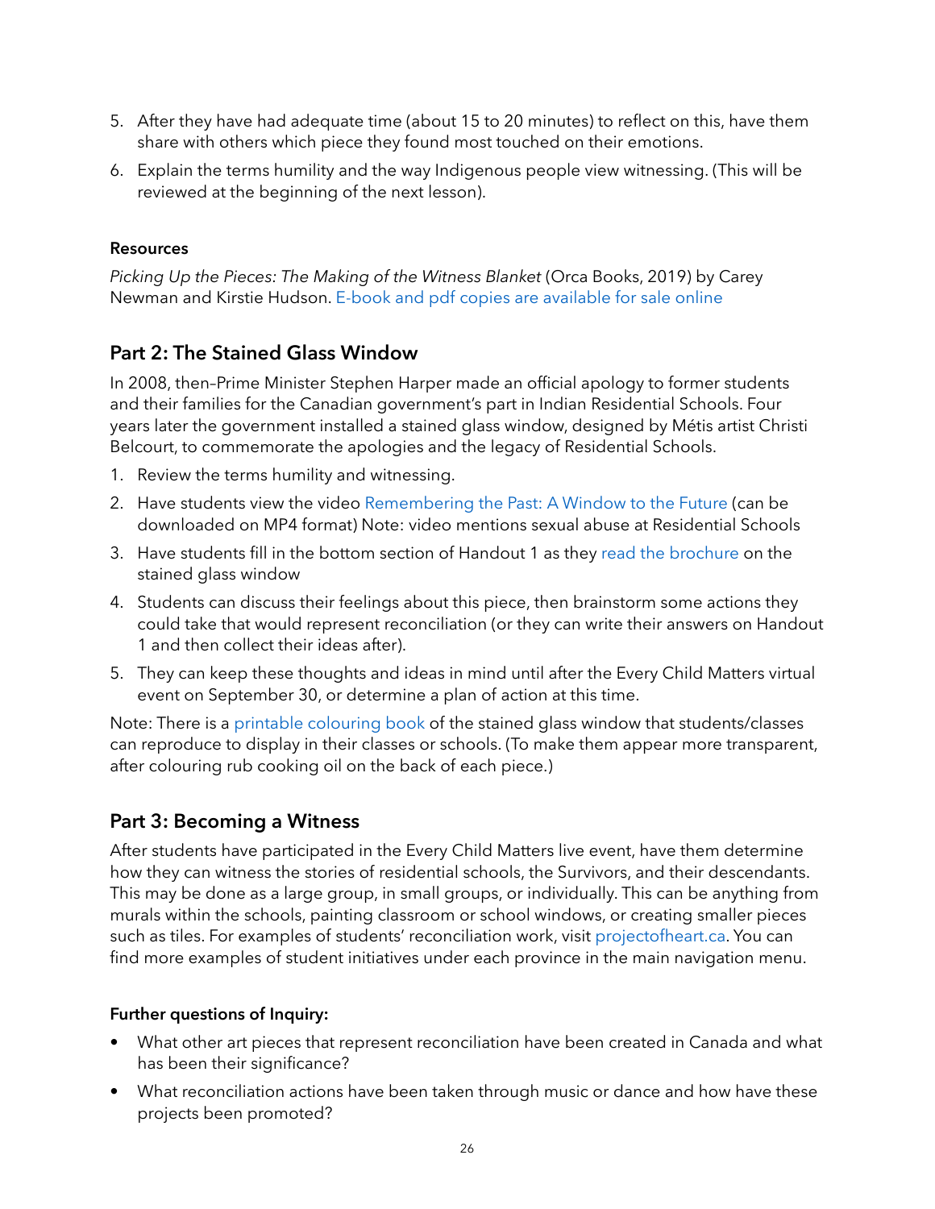5. After they have had adequate time (about 15 to 20 minutes) to reflect on this, have them share with others which piece they found most touched on their emotions.
6. Explain the terms humility and the way Indigenous people view witnessing. (This will be reviewed at the beginning of the next lesson).

**Resources**

*Picking Up the Pieces: The Making of the Witness Blanket* (Orca Books, 2019) by Carey Newman and Kirstie Hudson. E-book and pdf copies are available for sale online

## Part 2: The Stained Glass Window

In 2008, then–Prime Minister Stephen Harper made an official apology to former students and their families for the Canadian government's part in Indian Residential Schools. Four years later the government installed a stained glass window, designed by Métis artist Christi Belcourt, to commemorate the apologies and the legacy of Residential Schools.

1. Review the terms humility and witnessing.
2. Have students view the video Remembering the Past: A Window to the Future (can be downloaded on MP4 format) Note: video mentions sexual abuse at Residential Schools
3. Have students fill in the bottom section of Handout 1 as they read the brochure on the stained glass window
4. Students can discuss their feelings about this piece, then brainstorm some actions they could take that would represent reconciliation (or they can write their answers on Handout 1 and then collect their ideas after).
5. They can keep these thoughts and ideas in mind until after the Every Child Matters virtual event on September 30, or determine a plan of action at this time.

Note: There is a printable colouring book of the stained glass window that students/classes can reproduce to display in their classes or schools. (To make them appear more transparent, after colouring rub cooking oil on the back of each piece.)

## Part 3: Becoming a Witness

After students have participated in the Every Child Matters live event, have them determine how they can witness the stories of residential schools, the Survivors, and their descendants. This may be done as a large group, in small groups, or individually. This can be anything from murals within the schools, painting classroom or school windows, or creating smaller pieces such as tiles. For examples of students' reconciliation work, visit projectofheart.ca. You can find more examples of student initiatives under each province in the main navigation menu.

**Further questions of Inquiry:**

- What other art pieces that represent reconciliation have been created in Canada and what has been their significance?
- What reconciliation actions have been taken through music or dance and how have these projects been promoted?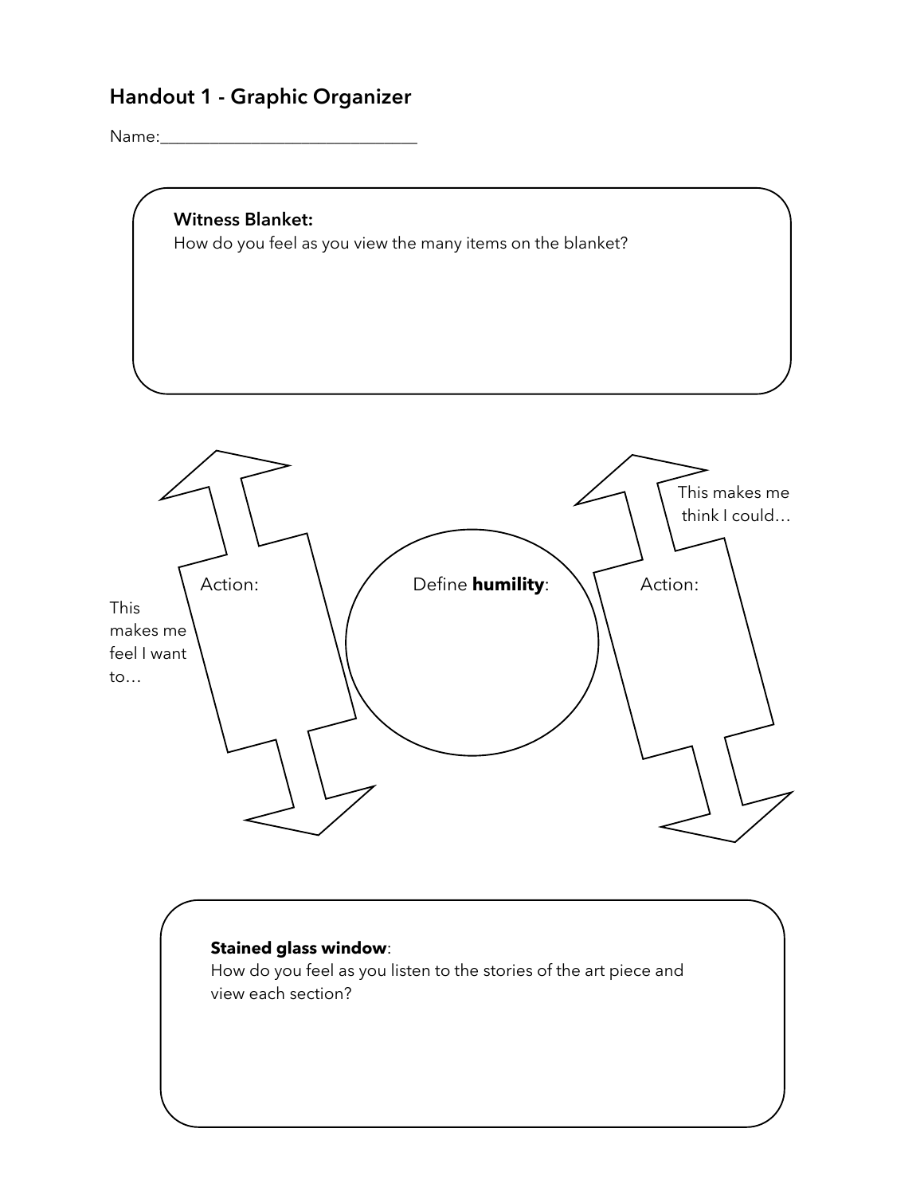## Handout 1 - Graphic Organizer

Name:_______________________________

**Witness Blanket:**

How do you feel as you view the many items on the blanket?

This makes me feel I want to…

Action:

Define **humility**:

This makes me think I could…

Action:

**Stained glass window**:

How do you feel as you listen to the stories of the art piece and view each section?